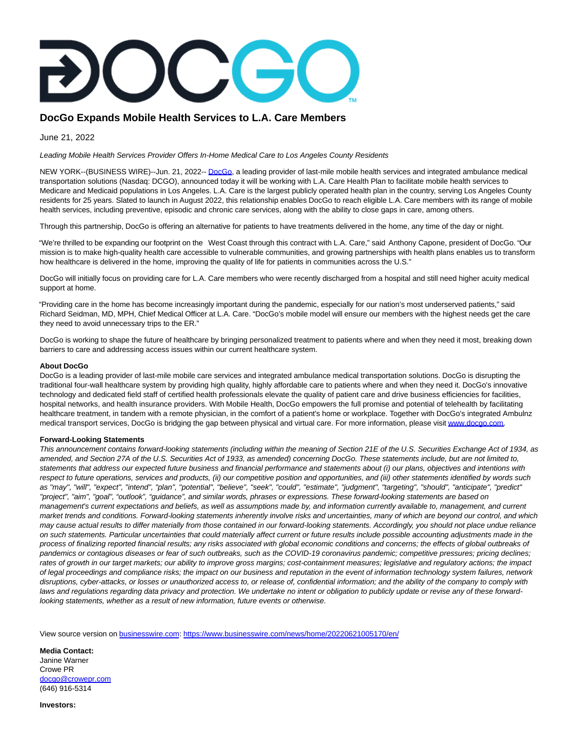# DocGo Expands Mobile Health Services to L.A. Care Members

June 21, 2022

*Leading Mobile Health Services Provider Offers In-Home Medical Care to Los Angeles County Residents*

NEW YORK--(BUSINESS WIRE)--Jun. 21, 2022-- DocGo, a leading provider of last-mile mobile health services and integrated ambulance medical transportation solutions (Nasdaq: DCGO), announced today it will be working with L.A. Care Health Plan to facilitate mobile health services to Medicare and Medicaid populations in Los Angeles. L.A. Care is the largest publicly operated health plan in the country, serving Los Angeles County residents for 25 years. Slated to launch in August 2022, this relationship enables DocGo to reach eligible L.A. Care members with its range of mobile health services, including preventive, episodic and chronic care services, along with the ability to close gaps in care, among others.

Through this partnership, DocGo is offering an alternative for patients to have treatments delivered in the home, any time of the day or night.

"We're thrilled to be expanding our footprint on the West Coast through this contract with L.A. Care," said Anthony Capone, president of DocGo. "Our mission is to make high-quality health care accessible to vulnerable communities, and growing partnerships with health plans enables us to transform how healthcare is delivered in the home, improving the quality of life for patients in communities across the U.S."

DocGo will initially focus on providing care for L.A. Care members who were recently discharged from a hospital and still need higher acuity medical support at home.

"Providing care in the home has become increasingly important during the pandemic, especially for our nation's most underserved patients," said Richard Seidman, MD, MPH, Chief Medical Officer at L.A. Care. "DocGo's mobile model will ensure our members with the highest needs get the care they need to avoid unnecessary trips to the ER."

DocGo is working to shape the future of healthcare by bringing personalized treatment to patients where and when they need it most, breaking down barriers to care and addressing access issues within our current healthcare system.

**About DocGo**

DocGo is a leading provider of last-mile mobile care services and integrated ambulance medical transportation solutions. DocGo is disrupting the traditional four-wall healthcare system by providing high quality, highly affordable care to patients where and when they need it. DocGo's innovative technology and dedicated field staff of certified health professionals elevate the quality of patient care and drive business efficiencies for facilities, hospital networks, and health insurance providers. With Mobile Health, DocGo empowers the full promise and potential of telehealth by facilitating healthcare treatment, in tandem with a remote physician, in the comfort of a patient's home or workplace. Together with DocGo's integrated Ambulnz medical transport services, DocGo is bridging the gap between physical and virtual care. For more information, please visit www.docgo.com.

**Forward-Looking Statements**

*This announcement contains forward-looking statements (including within the meaning of Section 21E of the U.S. Securities Exchange Act of 1934, as amended, and Section 27A of the U.S. Securities Act of 1933, as amended) concerning DocGo. These statements include, but are not limited to, statements that address our expected future business and financial performance and statements about (i) our plans, objectives and intentions with respect to future operations, services and products, (ii) our competitive position and opportunities, and (iii) other statements identified by words such as "may", "will", "expect", "intend", "plan", "potential", "believe", "seek", "could", "estimate", "judgment", "targeting", "should", "anticipate", "predict" "project", "aim", "goal", "outlook", "guidance", and similar words, phrases or expressions. These forward-looking statements are based on management's current expectations and beliefs, as well as assumptions made by, and information currently available to, management, and current market trends and conditions. Forward-looking statements inherently involve risks and uncertainties, many of which are beyond our control, and which may cause actual results to differ materially from those contained in our forward-looking statements. Accordingly, you should not place undue reliance on such statements. Particular uncertainties that could materially affect current or future results include possible accounting adjustments made in the process of finalizing reported financial results; any risks associated with global economic conditions and concerns; the effects of global outbreaks of pandemics or contagious diseases or fear of such outbreaks, such as the COVID-19 coronavirus pandemic; competitive pressures; pricing declines; rates of growth in our target markets; our ability to improve gross margins; cost-containment measures; legislative and regulatory actions; the impact of legal proceedings and compliance risks; the impact on our business and reputation in the event of information technology system failures, network disruptions, cyber-attacks, or losses or unauthorized access to, or release of, confidential information; and the ability of the company to comply with laws and regulations regarding data privacy and protection. We undertake no intent or obligation to publicly update or revise any of these forward-looking statements, whether as a result of new information, future events or otherwise.*

View source version on businesswire.com: https://www.businesswire.com/news/home/20220621005170/en/

**Media Contact:**
Janine Warner
Crowe PR
docgo@crowepr.com
(646) 916-5314

**Investors:**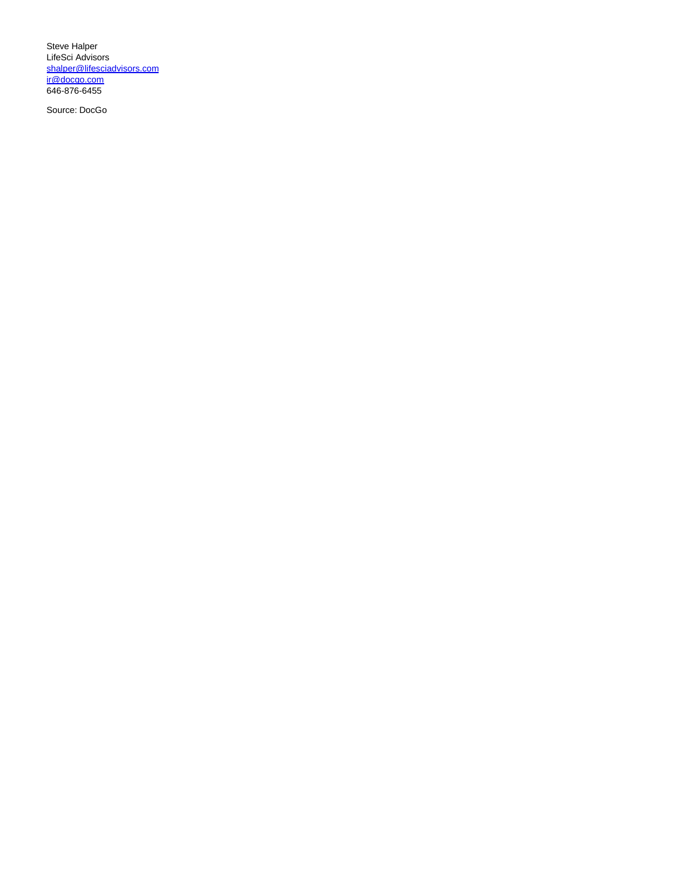Steve Halper
LifeSci Advisors
shalper@lifesciadvisors.com
ir@docgo.com
646-876-6455

Source: DocGo